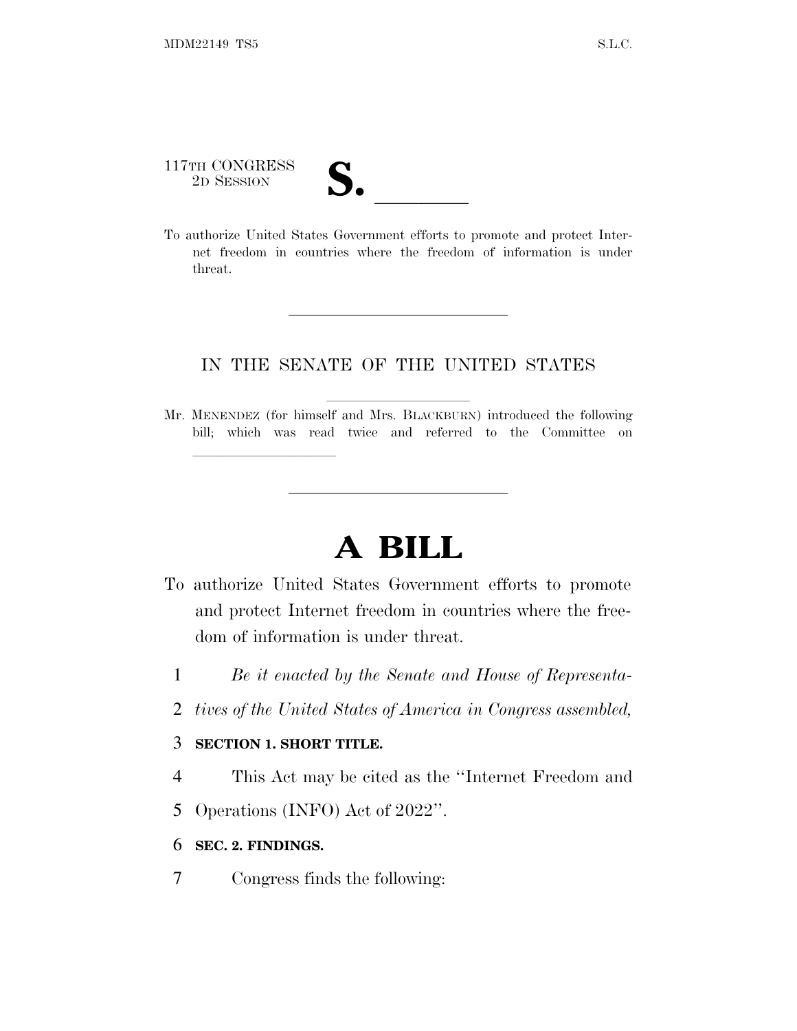117TH CONGRESS
2D SESSION

# S. \_\_\_\_\_\_

To authorize United States Government efforts to promote and protect Internet freedom in countries where the freedom of information is under threat.

---

IN THE SENATE OF THE UNITED STATES

Mr. MENENDEZ (for himself and Mrs. BLACKBURN) introduced the following bill; which was read twice and referred to the Committee on \_\_\_\_\_\_\_\_\_\_

---

# A BILL

To authorize United States Government efforts to promote and protect Internet freedom in countries where the freedom of information is under threat.

1 *Be it enacted by the Senate and House of Representa-*
2 *tives of the United States of America in Congress assembled,*

3 **SECTION 1. SHORT TITLE.**

4 This Act may be cited as the "Internet Freedom and
5 Operations (INFO) Act of 2022".

6 **SEC. 2. FINDINGS.**

7 Congress finds the following: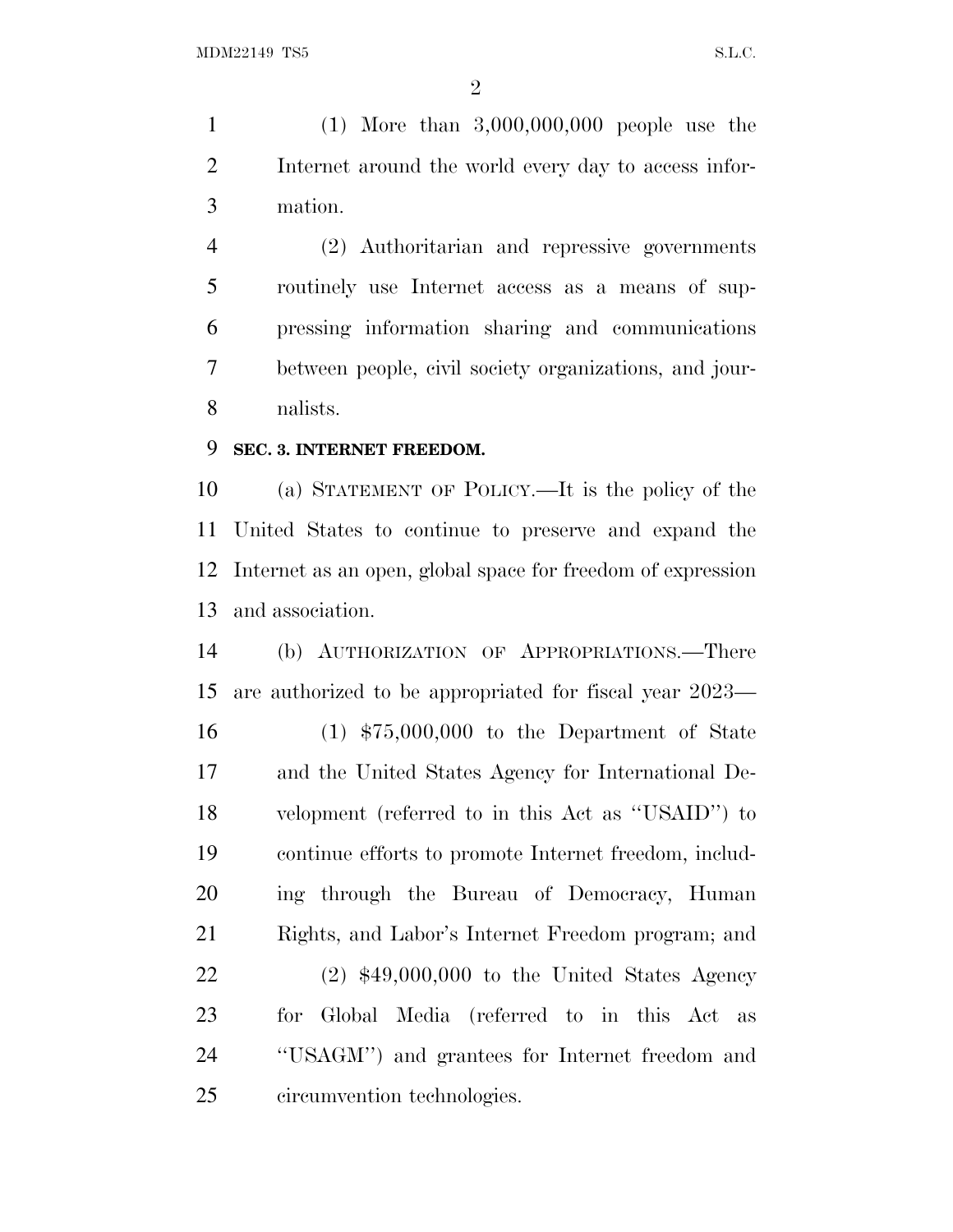(1) More than 3,000,000,000 people use the Internet around the world every day to access information.

(2) Authoritarian and repressive governments routinely use Internet access as a means of suppressing information sharing and communications between people, civil society organizations, and journalists.

**SEC. 3. INTERNET FREEDOM.**

(a) STATEMENT OF POLICY.—It is the policy of the United States to continue to preserve and expand the Internet as an open, global space for freedom of expression and association.

(b) AUTHORIZATION OF APPROPRIATIONS.—There are authorized to be appropriated for fiscal year 2023—

(1) $75,000,000 to the Department of State and the United States Agency for International Development (referred to in this Act as ''USAID'') to continue efforts to promote Internet freedom, including through the Bureau of Democracy, Human Rights, and Labor's Internet Freedom program; and

(2) $49,000,000 to the United States Agency for Global Media (referred to in this Act as ''USAGM'') and grantees for Internet freedom and circumvention technologies.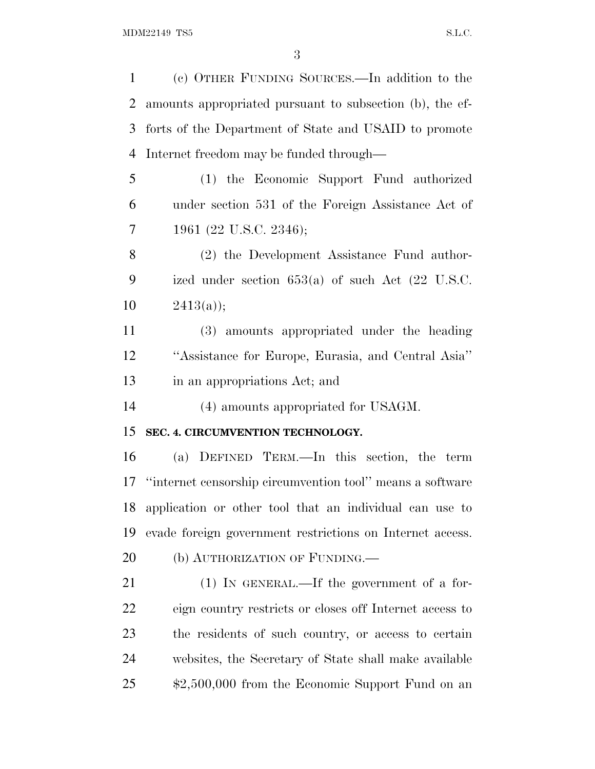(c) OTHER FUNDING SOURCES.—In addition to the amounts appropriated pursuant to subsection (b), the efforts of the Department of State and USAID to promote Internet freedom may be funded through—

(1) the Economic Support Fund authorized under section 531 of the Foreign Assistance Act of 1961 (22 U.S.C. 2346);

(2) the Development Assistance Fund authorized under section 653(a) of such Act (22 U.S.C. 2413(a));

(3) amounts appropriated under the heading ''Assistance for Europe, Eurasia, and Central Asia'' in an appropriations Act; and

(4) amounts appropriated for USAGM.

**SEC. 4. CIRCUMVENTION TECHNOLOGY.**

(a) DEFINED TERM.—In this section, the term ''internet censorship circumvention tool'' means a software application or other tool that an individual can use to evade foreign government restrictions on Internet access.

(b) AUTHORIZATION OF FUNDING.—

(1) IN GENERAL.—If the government of a foreign country restricts or closes off Internet access to the residents of such country, or access to certain websites, the Secretary of State shall make available $2,500,000 from the Economic Support Fund on an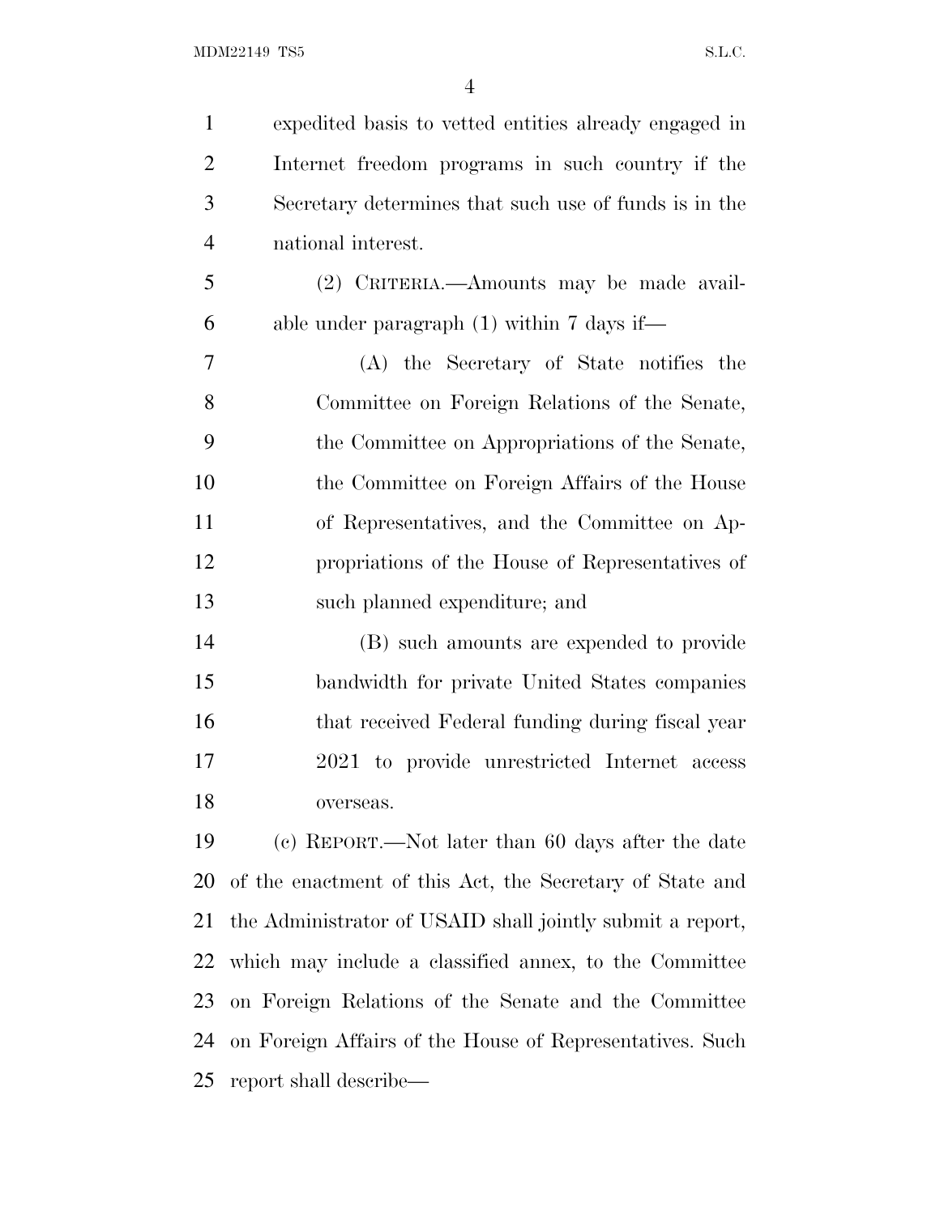expedited basis to vetted entities already engaged in Internet freedom programs in such country if the Secretary determines that such use of funds is in the national interest.

(2) CRITERIA.—Amounts may be made available under paragraph (1) within 7 days if—

(A) the Secretary of State notifies the Committee on Foreign Relations of the Senate, the Committee on Appropriations of the Senate, the Committee on Foreign Affairs of the House of Representatives, and the Committee on Appropriations of the House of Representatives of such planned expenditure; and

(B) such amounts are expended to provide bandwidth for private United States companies that received Federal funding during fiscal year 2021 to provide unrestricted Internet access overseas.

(c) REPORT.—Not later than 60 days after the date of the enactment of this Act, the Secretary of State and the Administrator of USAID shall jointly submit a report, which may include a classified annex, to the Committee on Foreign Relations of the Senate and the Committee on Foreign Affairs of the House of Representatives. Such report shall describe—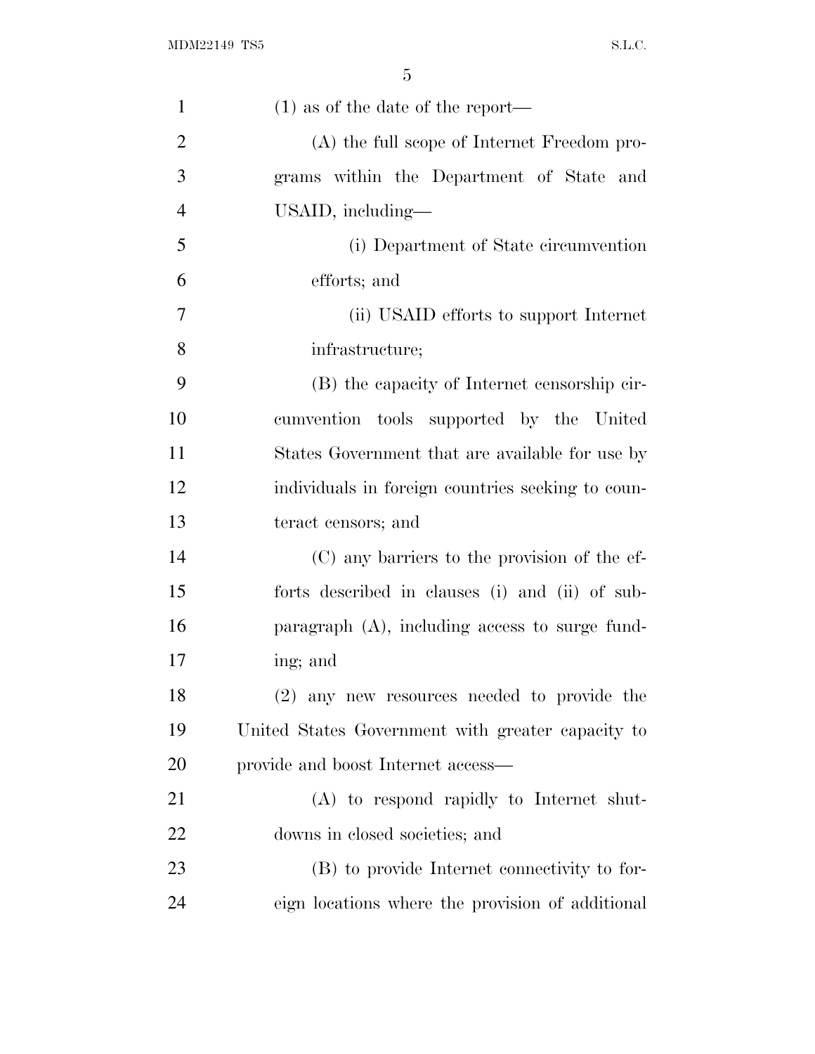(1) as of the date of the report—

(A) the full scope of Internet Freedom programs within the Department of State and USAID, including—

(i) Department of State circumvention efforts; and

(ii) USAID efforts to support Internet infrastructure;

(B) the capacity of Internet censorship circumvention tools supported by the United States Government that are available for use by individuals in foreign countries seeking to counteract censors; and

(C) any barriers to the provision of the efforts described in clauses (i) and (ii) of subparagraph (A), including access to surge funding; and

(2) any new resources needed to provide the United States Government with greater capacity to provide and boost Internet access—

(A) to respond rapidly to Internet shutdowns in closed societies; and

(B) to provide Internet connectivity to foreign locations where the provision of additional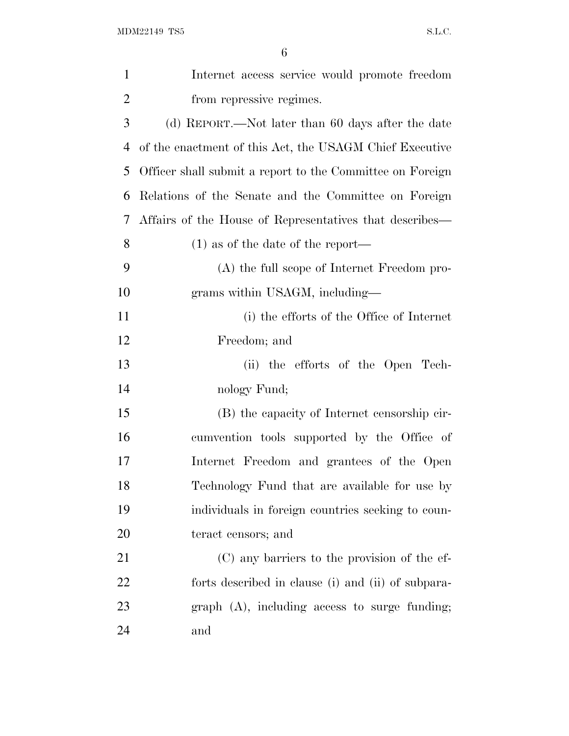Internet access service would promote freedom from repressive regimes.

(d) REPORT.—Not later than 60 days after the date of the enactment of this Act, the USAGM Chief Executive Officer shall submit a report to the Committee on Foreign Relations of the Senate and the Committee on Foreign Affairs of the House of Representatives that describes—

(1) as of the date of the report—

(A) the full scope of Internet Freedom programs within USAGM, including—

(i) the efforts of the Office of Internet Freedom; and

(ii) the efforts of the Open Technology Fund;

(B) the capacity of Internet censorship circumvention tools supported by the Office of Internet Freedom and grantees of the Open Technology Fund that are available for use by individuals in foreign countries seeking to counteract censors; and

(C) any barriers to the provision of the efforts described in clause (i) and (ii) of subparagraph (A), including access to surge funding; and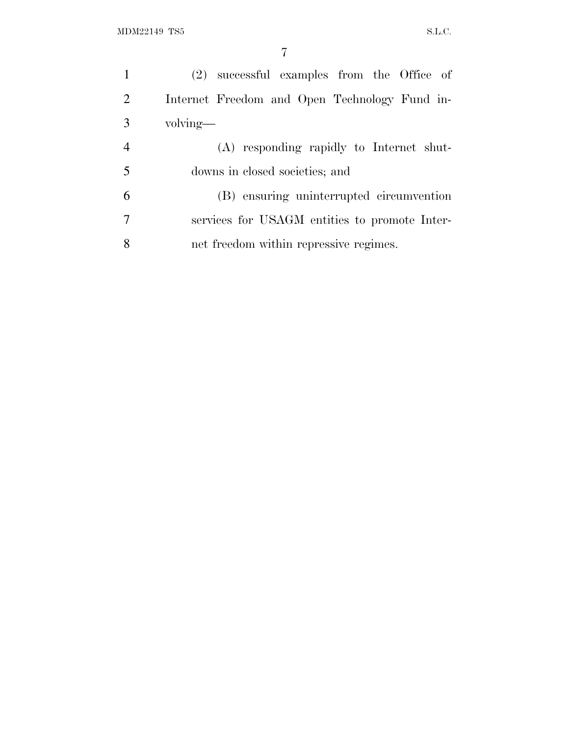(2) successful examples from the Office of Internet Freedom and Open Technology Fund involving—

(A) responding rapidly to Internet shutdowns in closed societies; and

(B) ensuring uninterrupted circumvention services for USAGM entities to promote Internet freedom within repressive regimes.